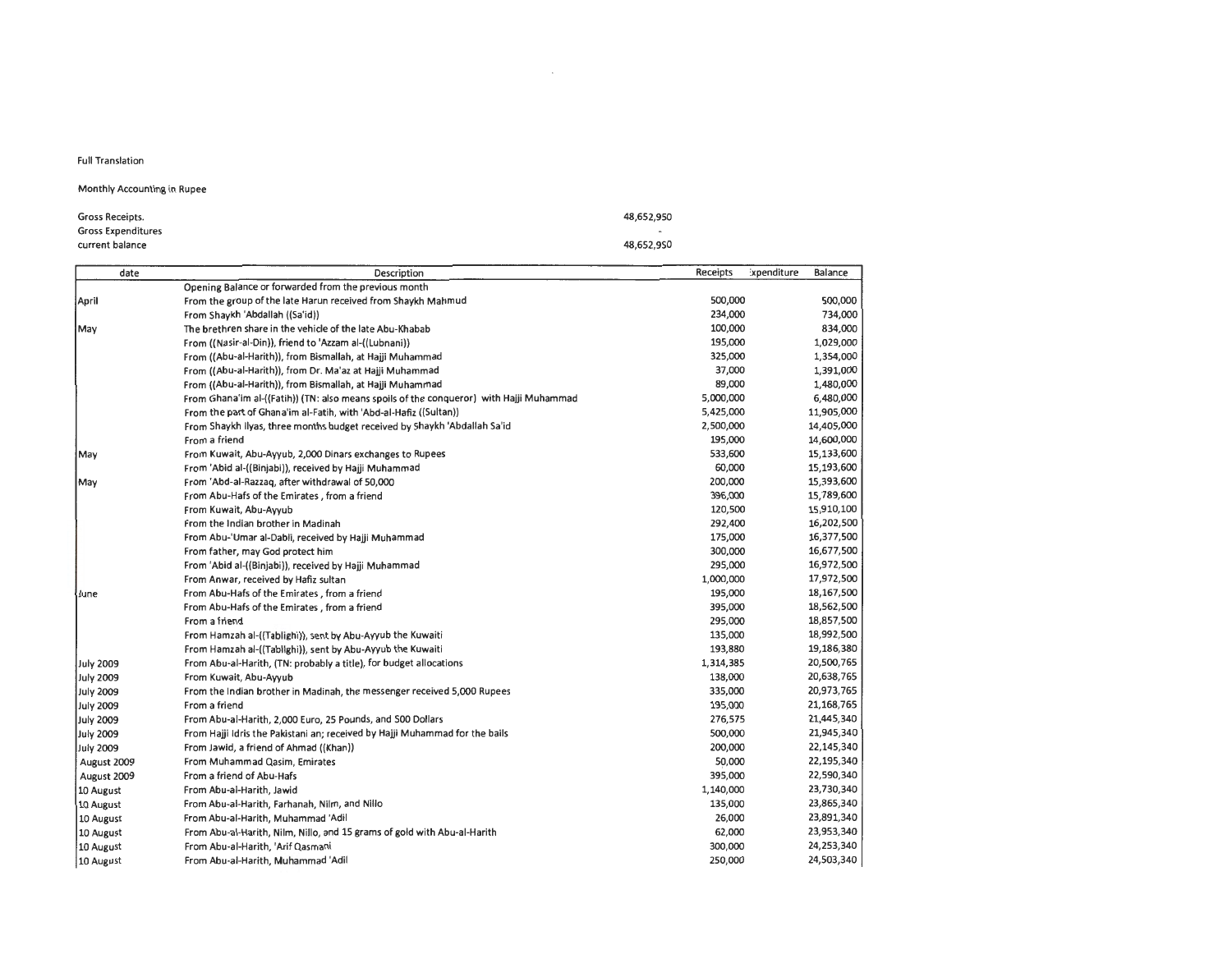Full Translation

Monthly Accounting in Rupee

| | |
|---|---|
| Gross Receipts. | 48,652,950 |
| Gross Expenditures | - |
| current balance | 48,652,950 |

| date | Description | Receipts | Expenditure | Balance |
|---|---|---|---|---|
| | Opening Balance or forwarded from the previous month | | | |
| April | From the group of the late Harun received from Shaykh Mahmud | 500,000 | | 500,000 |
| | From Shaykh 'Abdallah ((Sa'id)) | 234,000 | | 734,000 |
| May | The brethren share in the vehicle of the late Abu-Khabab | 100,000 | | 834,000 |
| | From ((Nasir-al-Din)), friend to 'Azzam al-((Lubnani)) | 195,000 | | 1,029,000 |
| | From ((Abu-al-Harith)), from Bismallah, at Hajji Muhammad | 325,000 | | 1,354,000 |
| | From ((Abu-al-Harith)), from Dr. Ma'az at Hajji Muhammad | 37,000 | | 1,391,000 |
| | From ((Abu-al-Harith)), from Bismallah, at Hajji Muhammad | 89,000 | | 1,480,000 |
| | From Ghana'im al-((Fatih)) (TN: also means spoils of the conqueror) with Hajji Muhammad | 5,000,000 | | 6,480,000 |
| | From the part of Ghana'im al-Fatih, with 'Abd-al-Hafiz ((Sultan)) | 5,425,000 | | 11,905,000 |
| | From Shaykh Ilyas, three months budget received by Shaykh 'Abdallah Sa'id | 2,500,000 | | 14,405,000 |
| | From a friend | 195,000 | | 14,600,000 |
| May | From Kuwait, Abu-Ayyub, 2,000 Dinars exchanges to Rupees | 533,600 | | 15,133,600 |
| | From 'Abid al-((Binjabi)), received by Hajji Muhammad | 60,000 | | 15,193,600 |
| May | From 'Abd-al-Razzaq, after withdrawal of 50,000 | 200,000 | | 15,393,600 |
| | From Abu-Hafs of the Emirates , from a friend | 396,000 | | 15,789,600 |
| | From Kuwait, Abu-Ayyub | 120,500 | | 15,910,100 |
| | From the Indian brother in Madinah | 292,400 | | 16,202,500 |
| | From Abu-'Umar al-Dabli, received by Hajji Muhammad | 175,000 | | 16,377,500 |
| | From father, may God protect him | 300,000 | | 16,677,500 |
| | From 'Abid al-((Binjabi)), received by Hajji Muhammad | 295,000 | | 16,972,500 |
| | From Anwar, received by Hafiz sultan | 1,000,000 | | 17,972,500 |
| June | From Abu-Hafs of the Emirates , from a friend | 195,000 | | 18,167,500 |
| | From Abu-Hafs of the Emirates , from a friend | 395,000 | | 18,562,500 |
| | From a friend | 295,000 | | 18,857,500 |
| | From Hamzah al-((Tablighi)), sent by Abu-Ayyub the Kuwaiti | 135,000 | | 18,992,500 |
| | From Hamzah al-((Tablighi)), sent by Abu-Ayyub the Kuwaiti | 193,880 | | 19,186,380 |
| July 2009 | From Abu-al-Harith, (TN: probably a title), for budget allocations | 1,314,385 | | 20,500,765 |
| July 2009 | From Kuwait, Abu-Ayyub | 138,000 | | 20,638,765 |
| July 2009 | From the Indian brother in Madinah, the messenger received 5,000 Rupees | 335,000 | | 20,973,765 |
| July 2009 | From a friend | 195,000 | | 21,168,765 |
| July 2009 | From Abu-al-Harith, 2,000 Euro, 25 Pounds, and 500 Dollars | 276,575 | | 21,445,340 |
| July 2009 | From Hajji Idris the Pakistani an; received by Hajji Muhammad for the bails | 500,000 | | 21,945,340 |
| July 2009 | From Jawid, a friend of Ahmad ((Khan)) | 200,000 | | 22,145,340 |
| August 2009 | From Muhammad Qasim, Emirates | 50,000 | | 22,195,340 |
| August 2009 | From a friend of Abu-Hafs | 395,000 | | 22,590,340 |
| 10 August | From Abu-al-Harith, Jawid | 1,140,000 | | 23,730,340 |
| 10 August | From Abu-al-Harith, Farhanah, Nilm, and Nillo | 135,000 | | 23,865,340 |
| 10 August | From Abu-al-Harith, Muhammad 'Adil | 26,000 | | 23,891,340 |
| 10 August | From Abu-al-Harith, Nilm, Nillo, and 15 grams of gold with Abu-al-Harith | 62,000 | | 23,953,340 |
| 10 August | From Abu-al-Harith, 'Arif Qasmani | 300,000 | | 24,253,340 |
| 10 August | From Abu-al-Harith, Muhammad 'Adil | 250,000 | | 24,503,340 |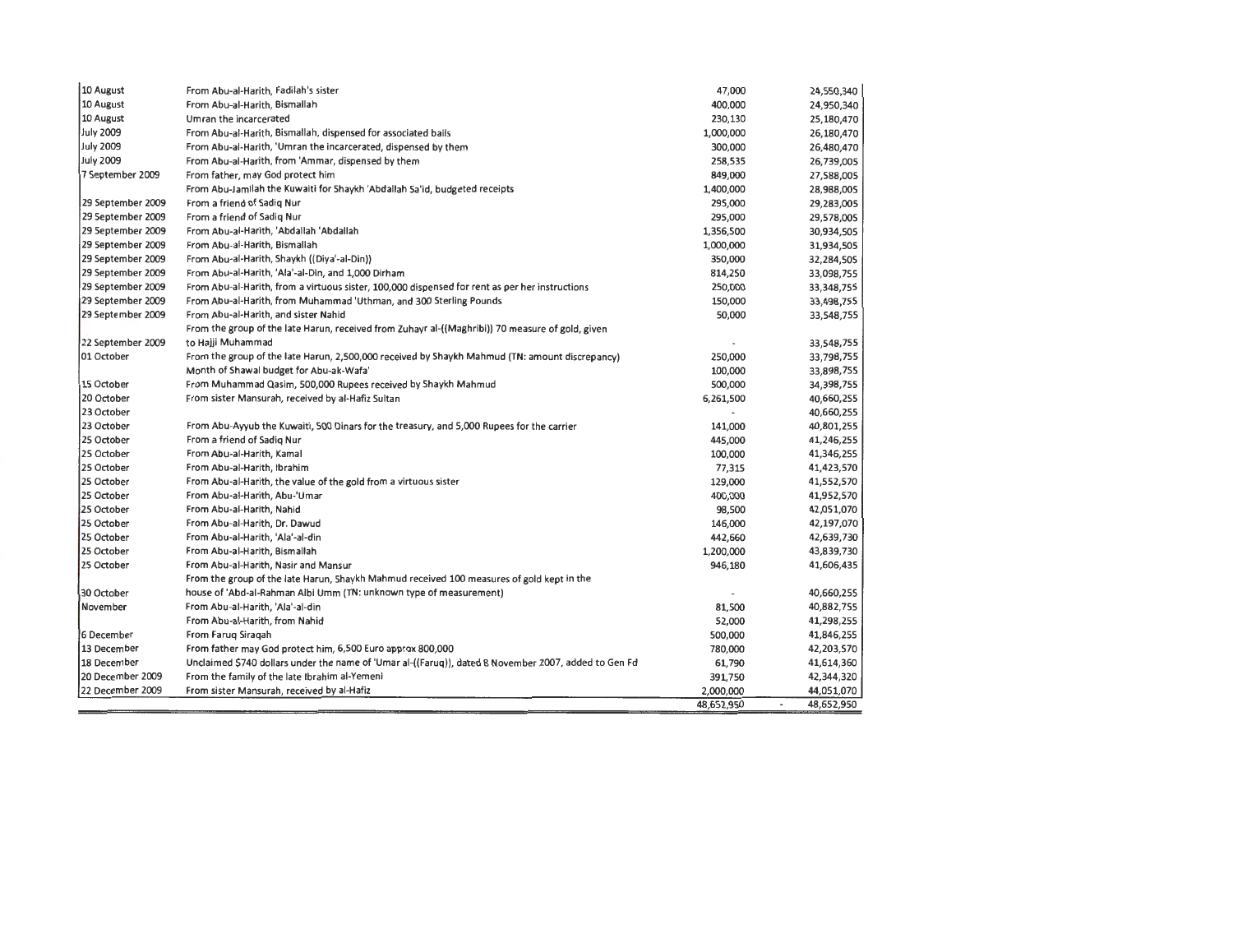| | | | |
|---|---|---|---|
| 10 August | From Abu-al-Harith, Fadilah's sister | 47,000 | 24,550,340 |
| 10 August | From Abu-al-Harith, Bismallah | 400,000 | 24,950,340 |
| 10 August | Umran the incarcerated | 230,130 | 25,180,470 |
| July 2009 | From Abu-al-Harith, Bismallah, dispensed for associated bails | 1,000,000 | 26,180,470 |
| July 2009 | From Abu-al-Harith, 'Umran the incarcerated, dispensed by them | 300,000 | 26,480,470 |
| July 2009 | From Abu-al-Harith, from 'Ammar, dispensed by them | 258,535 | 26,739,005 |
| 7 September 2009 | From father, may God protect him | 849,000 | 27,588,005 |
| | From Abu-Jamilah the Kuwaiti for Shaykh 'Abdallah Sa'id, budgeted receipts | 1,400,000 | 28,988,005 |
| 29 September 2009 | From a friend of Sadiq Nur | 295,000 | 29,283,005 |
| 29 September 2009 | From a friend of Sadiq Nur | 295,000 | 29,578,005 |
| 29 September 2009 | From Abu-al-Harith, 'Abdallah 'Abdallah | 1,356,500 | 30,934,505 |
| 29 September 2009 | From Abu-al-Harith, Bismallah | 1,000,000 | 31,934,505 |
| 29 September 2009 | From Abu-al-Harith, Shaykh ((Diya'-al-Din)) | 350,000 | 32,284,505 |
| 29 September 2009 | From Abu-al-Harith, 'Ala'-al-Din, and 1,000 Dirham | 814,250 | 33,098,755 |
| 29 September 2009 | From Abu-al-Harith, from a virtuous sister, 100,000 dispensed for rent as per her instructions | 250,000 | 33,348,755 |
| 29 September 2009 | From Abu-al-Harith, from Muhammad 'Uthman, and 300 Sterling Pounds | 150,000 | 33,498,755 |
| 29 September 2009 | From Abu-al-Harith, and sister Nahid | 50,000 | 33,548,755 |
| 22 September 2009 | From the group of the late Harun, received from Zuhayr al-((Maghribi)) 70 measure of gold, given to Hajji Muhammad | - | 33,548,755 |
| 01 October | From the group of the late Harun, 2,500,000 received by Shaykh Mahmud (TN: amount discrepancy) | 250,000 | 33,798,755 |
| | Month of Shawal budget for Abu-ak-Wafa' | 100,000 | 33,898,755 |
| 15 October | From Muhammad Qasim, 500,000 Rupees received by Shaykh Mahmud | 500,000 | 34,398,755 |
| 20 October | From sister Mansurah, received by al-Hafiz Sultan | 6,261,500 | 40,660,255 |
| 23 October | | - | 40,660,255 |
| 23 October | From Abu-Ayyub the Kuwaiti, 500 Dinars for the treasury, and 5,000 Rupees for the carrier | 141,000 | 40,801,255 |
| 25 October | From a friend of Sadiq Nur | 445,000 | 41,246,255 |
| 25 October | From Abu-al-Harith, Kamal | 100,000 | 41,346,255 |
| 25 October | From Abu-al-Harith, Ibrahim | 77,315 | 41,423,570 |
| 25 October | From Abu-al-Harith, the value of the gold from a virtuous sister | 129,000 | 41,552,570 |
| 25 October | From Abu-al-Harith, Abu-'Umar | 400,000 | 41,952,570 |
| 25 October | From Abu-al-Harith, Nahid | 98,500 | 42,051,070 |
| 25 October | From Abu-al-Harith, Dr. Dawud | 146,000 | 42,197,070 |
| 25 October | From Abu-al-Harith, 'Ala'-al-din | 442,660 | 42,639,730 |
| 25 October | From Abu-al-Harith, Bismallah | 1,200,000 | 43,839,730 |
| 25 October | From Abu-al-Harith, Nasir and Mansur | 946,180 | 41,606,435 |
| 30 October | From the group of the late Harun, Shaykh Mahmud received 100 measures of gold kept in the house of 'Abd-al-Rahman Albi Umm (TN: unknown type of measurement) | - | 40,660,255 |
| November | From Abu-al-Harith, 'Ala'-al-din | 81,500 | 40,882,755 |
| | From Abu-al-Harith, from Nahid | 52,000 | 41,298,255 |
| 6 December | From Faruq Siraqah | 500,000 | 41,846,255 |
| 13 December | From father may God protect him, 6,500 Euro approx 800,000 | 780,000 | 42,203,570 |
| 18 December | Unclaimed $740 dollars under the name of 'Umar al-((Faruq)), dated 8 November 2007, added to Gen Fd | 61,790 | 41,614,360 |
| 20 December 2009 | From the family of the late Ibrahim al-Yemeni | 391,750 | 42,344,320 |
| 22 December 2009 | From sister Mansurah, received by al-Hafiz | 2,000,000 | 44,051,070 |
| | | 48,652,950 | 48,652,950 |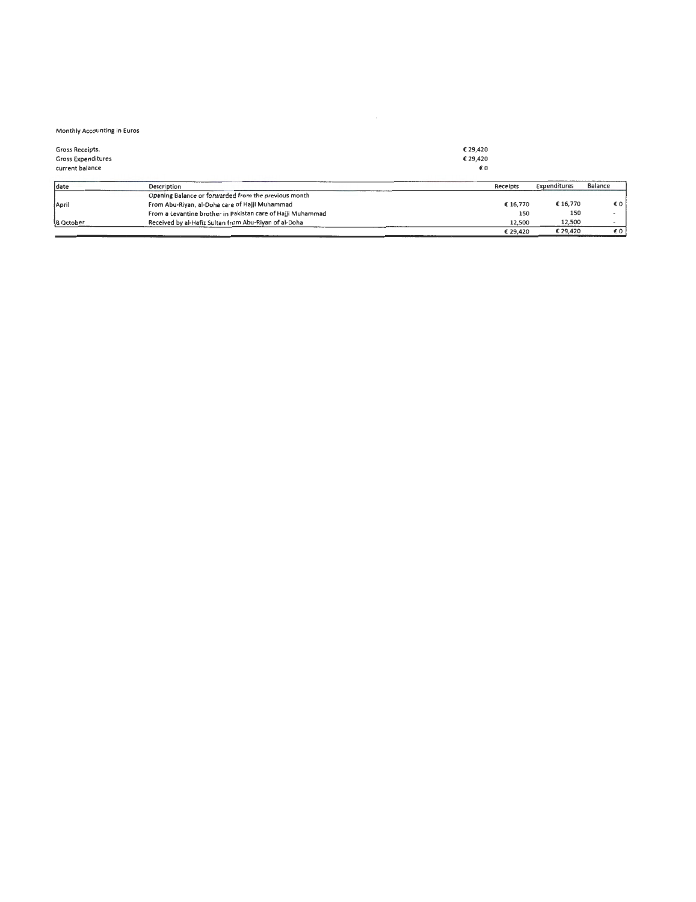Monthly Accounting in Euros

| | |
|---|---|
| Gross Receipts. | € 29,420 |
| Gross Expenditures | € 29,420 |
| current balance | € 0 |

| date | Description | Receipts | Expenditures | Balance |
|---|---|---|---|---|
| | Opening Balance or forwarded from the previous month | | | |
| April | From Abu-Riyan, al-Doha care of Hajji Muhammad | € 16,770 | € 16,770 | € 0 |
| | From a Levantine brother in Pakistan care of Hajji Muhammad | 150 | 150 | - |
| 8 October | Received by al-Hafiz Sultan from Abu-Riyan of al-Doha | 12,500 | 12,500 | - |
| | | € 29,420 | € 29,420 | € 0 |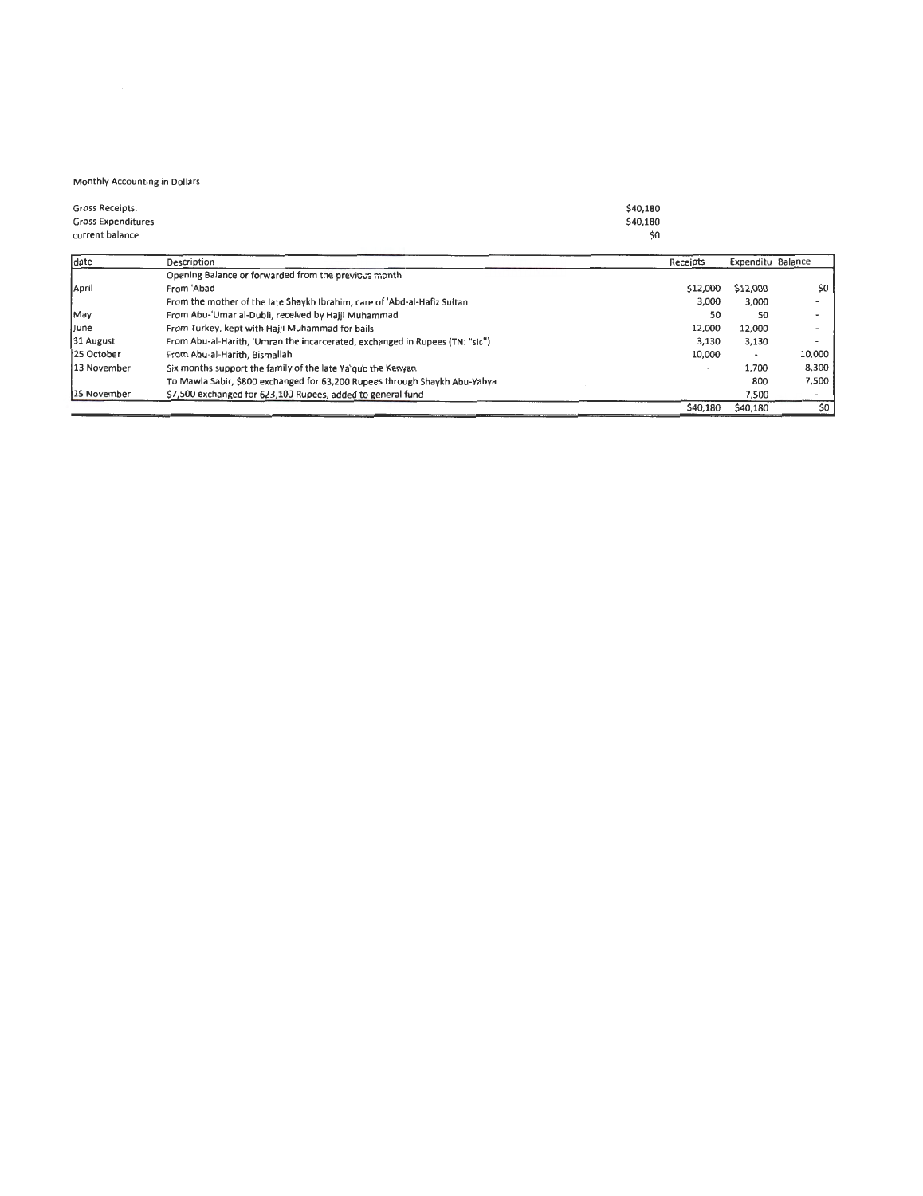Monthly Accounting in Dollars

| | |
|---|---|
| Gross Receipts. | $40,180 |
| Gross Expenditures | $40,180 |
| current balance | $0 |

| date | Description | Receipts | Expenditu | Balance |
|---|---|---|---|---|
| | Opening Balance or forwarded from the previous month | | | |
| April | From 'Abad | $12,000 | $12,000 | $0 |
| | From the mother of the late Shaykh Ibrahim, care of 'Abd-al-Hafiz Sultan | 3,000 | 3,000 | - |
| May | From Abu-'Umar al-Dubli, received by Hajji Muhammad | 50 | 50 | - |
| June | From Turkey, kept with Hajji Muhammad for bails | 12,000 | 12,000 | - |
| 31 August | From Abu-al-Harith, 'Umran the incarcerated, exchanged in Rupees (TN: "sic") | 3,130 | 3,130 | - |
| 25 October | From Abu-al-Harith, Bismallah | 10,000 | - | 10,000 |
| 13 November | Six months support the family of the late Ya'qub the Kenyan | - | 1,700 | 8,300 |
| | To Mawla Sabir, $800 exchanged for 63,200 Rupees through Shaykh Abu-Yahya | | 800 | 7,500 |
| 25 November | $7,500 exchanged for 623,100 Rupees, added to general fund | | 7,500 | - |
| | | $40,180 | $40,180 | $0 |